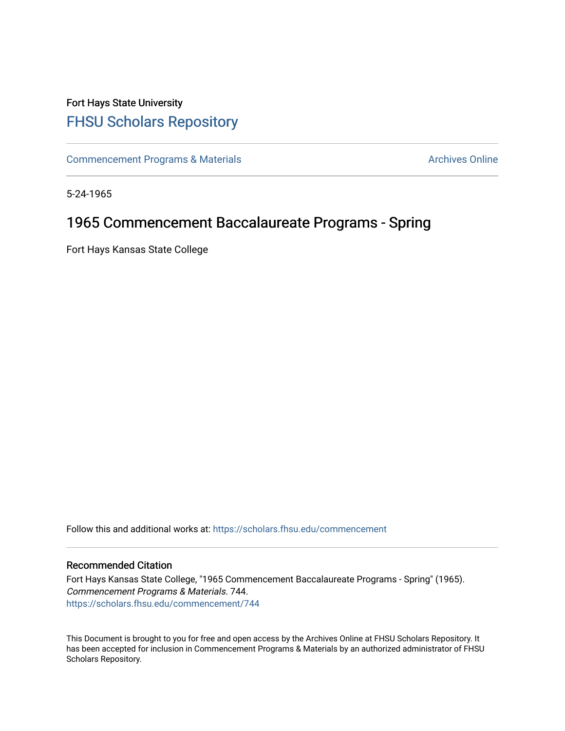Fort Hays State University

# FHSU Scholars Repository

Commencement Programs & Materials

Archives Online

5-24-1965

## 1965 Commencement Baccalaureate Programs - Spring

Fort Hays Kansas State College

Follow this and additional works at: https://scholars.fhsu.edu/commencement

### Recommended Citation

Fort Hays Kansas State College, "1965 Commencement Baccalaureate Programs - Spring" (1965). *Commencement Programs & Materials*. 744.
https://scholars.fhsu.edu/commencement/744

This Document is brought to you for free and open access by the Archives Online at FHSU Scholars Repository. It has been accepted for inclusion in Commencement Programs & Materials by an authorized administrator of FHSU Scholars Repository.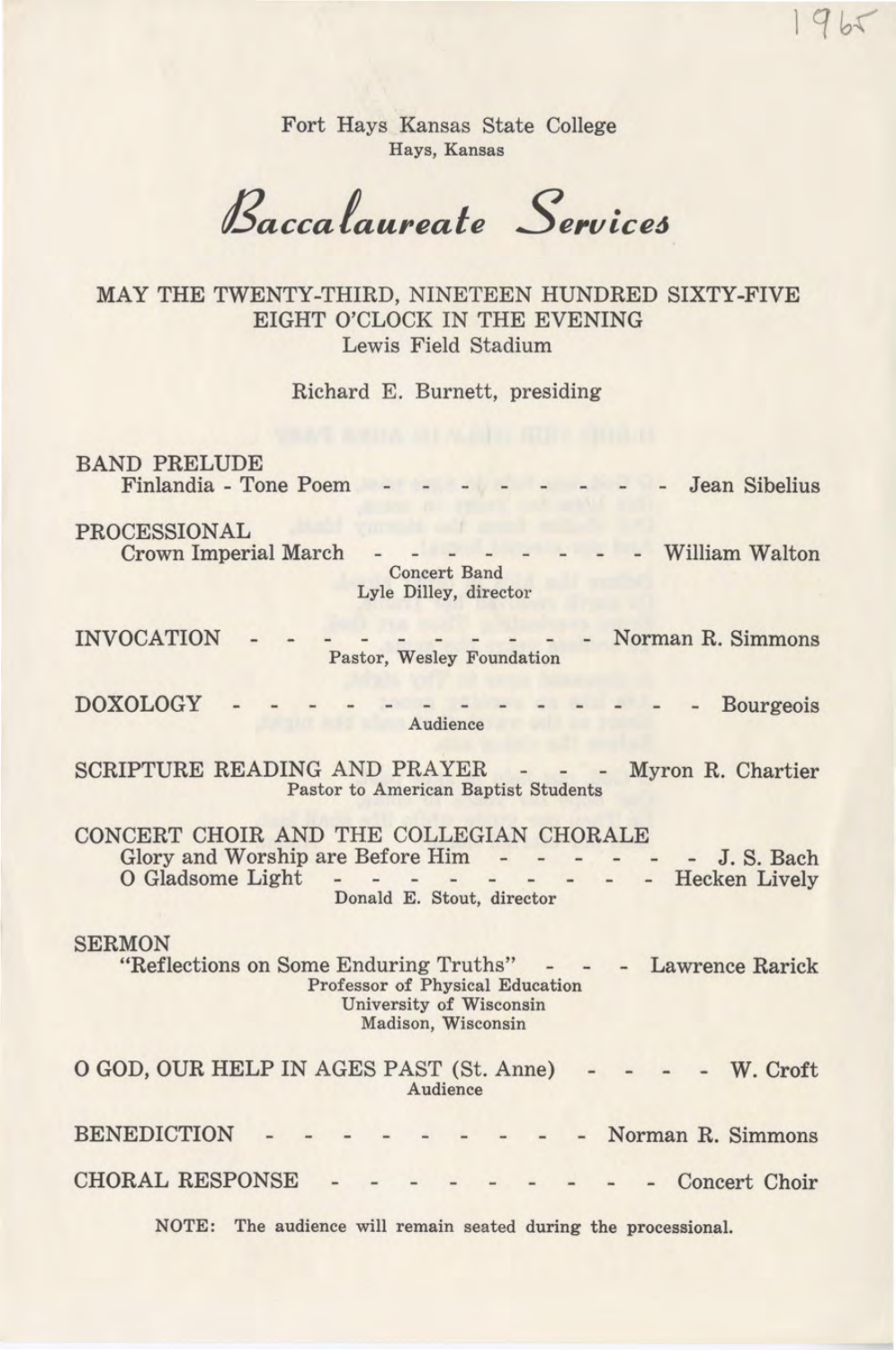1965

Fort Hays Kansas State College
Hays, Kansas

# *Baccalaureate Services*

MAY THE TWENTY-THIRD, NINETEEN HUNDRED SIXTY-FIVE
EIGHT O'CLOCK IN THE EVENING
Lewis Field Stadium

Richard E. Burnett, presiding

BAND PRELUDE
Finlandia - Tone Poem - - - - - - - - - - Jean Sibelius

PROCESSIONAL
Crown Imperial March - - - - - - - - - William Walton
Concert Band
Lyle Dilley, director

INVOCATION - - - - - - - - - - - - Norman R. Simmons
Pastor, Wesley Foundation

DOXOLOGY - - - - - - - - - - - - - - Bourgeois
Audience

SCRIPTURE READING AND PRAYER - - - Myron R. Chartier
Pastor to American Baptist Students

CONCERT CHOIR AND THE COLLEGIAN CHORALE
Glory and Worship are Before Him - - - - - - J. S. Bach
O Gladsome Light - - - - - - - - - - Hecken Lively
Donald E. Stout, director

SERMON
"Reflections on Some Enduring Truths" - - - Lawrence Rarick
Professor of Physical Education
University of Wisconsin
Madison, Wisconsin

O GOD, OUR HELP IN AGES PAST (St. Anne) - - - - W. Croft
Audience

BENEDICTION - - - - - - - - - - - Norman R. Simmons

CHORAL RESPONSE - - - - - - - - - - Concert Choir

NOTE: The audience will remain seated during the processional.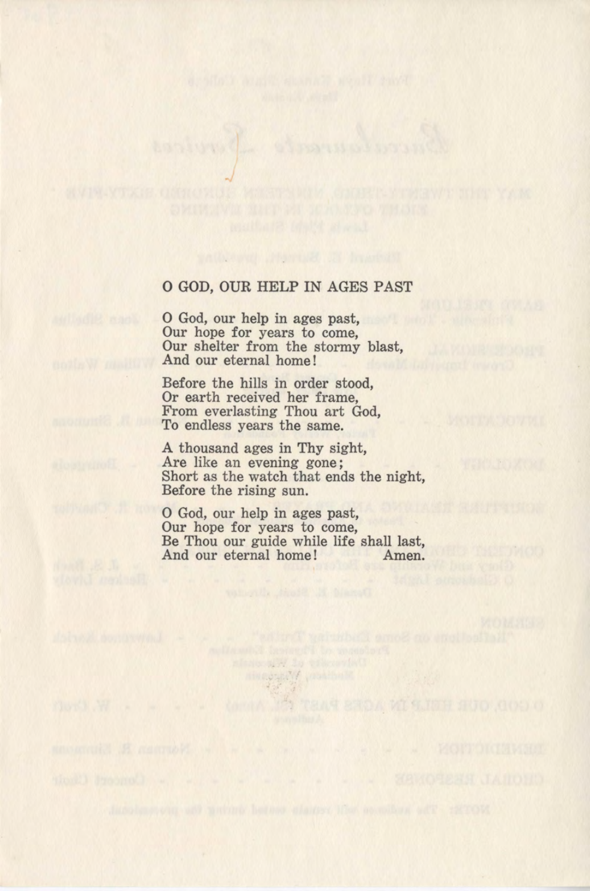## O GOD, OUR HELP IN AGES PAST

O God, our help in ages past,
Our hope for years to come,
Our shelter from the stormy blast,
And our eternal home!

Before the hills in order stood,
Or earth received her frame,
From everlasting Thou art God,
To endless years the same.

A thousand ages in Thy sight,
Are like an evening gone;
Short as the watch that ends the night,
Before the rising sun.

O God, our help in ages past,
Our hope for years to come,
Be Thou our guide while life shall last,
And our eternal home! Amen.